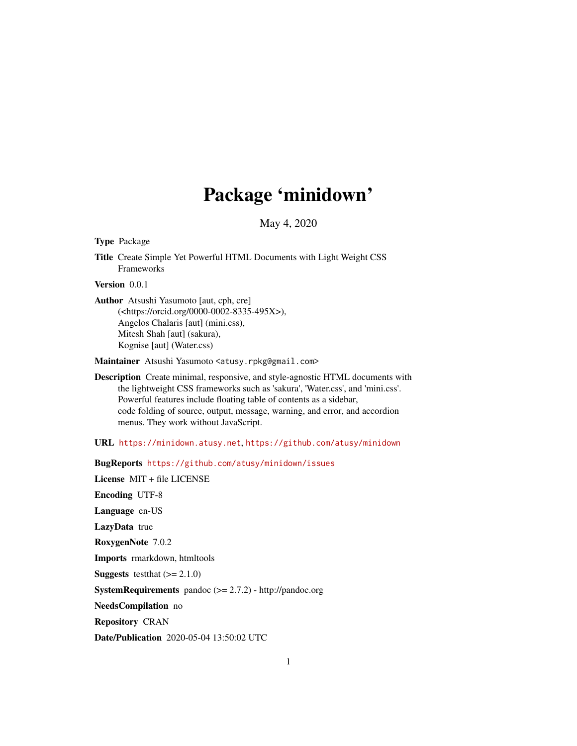# Package 'minidown'

May 4, 2020

**Type** Package

**Title** Create Simple Yet Powerful HTML Documents with Light Weight CSS Frameworks

**Version** 0.0.1

**Author** Atsushi Yasumoto [aut, cph, cre] (<https://orcid.org/0000-0002-8335-495X>), Angelos Chalaris [aut] (mini.css), Mitesh Shah [aut] (sakura), Kognise [aut] (Water.css)

**Maintainer** Atsushi Yasumoto <atusy.rpkg@gmail.com>

**Description** Create minimal, responsive, and style-agnostic HTML documents with the lightweight CSS frameworks such as 'sakura', 'Water.css', and 'mini.css'. Powerful features include floating table of contents as a sidebar, code folding of source, output, message, warning, and error, and accordion menus. They work without JavaScript.

**URL** https://minidown.atusy.net, https://github.com/atusy/minidown

**BugReports** https://github.com/atusy/minidown/issues

**License** MIT + file LICENSE

**Encoding** UTF-8

**Language** en-US

**LazyData** true

**RoxygenNote** 7.0.2

**Imports** rmarkdown, htmltools

**Suggests** testthat (>= 2.1.0)

**SystemRequirements** pandoc (>= 2.7.2) - http://pandoc.org

**NeedsCompilation** no

**Repository** CRAN

**Date/Publication** 2020-05-04 13:50:02 UTC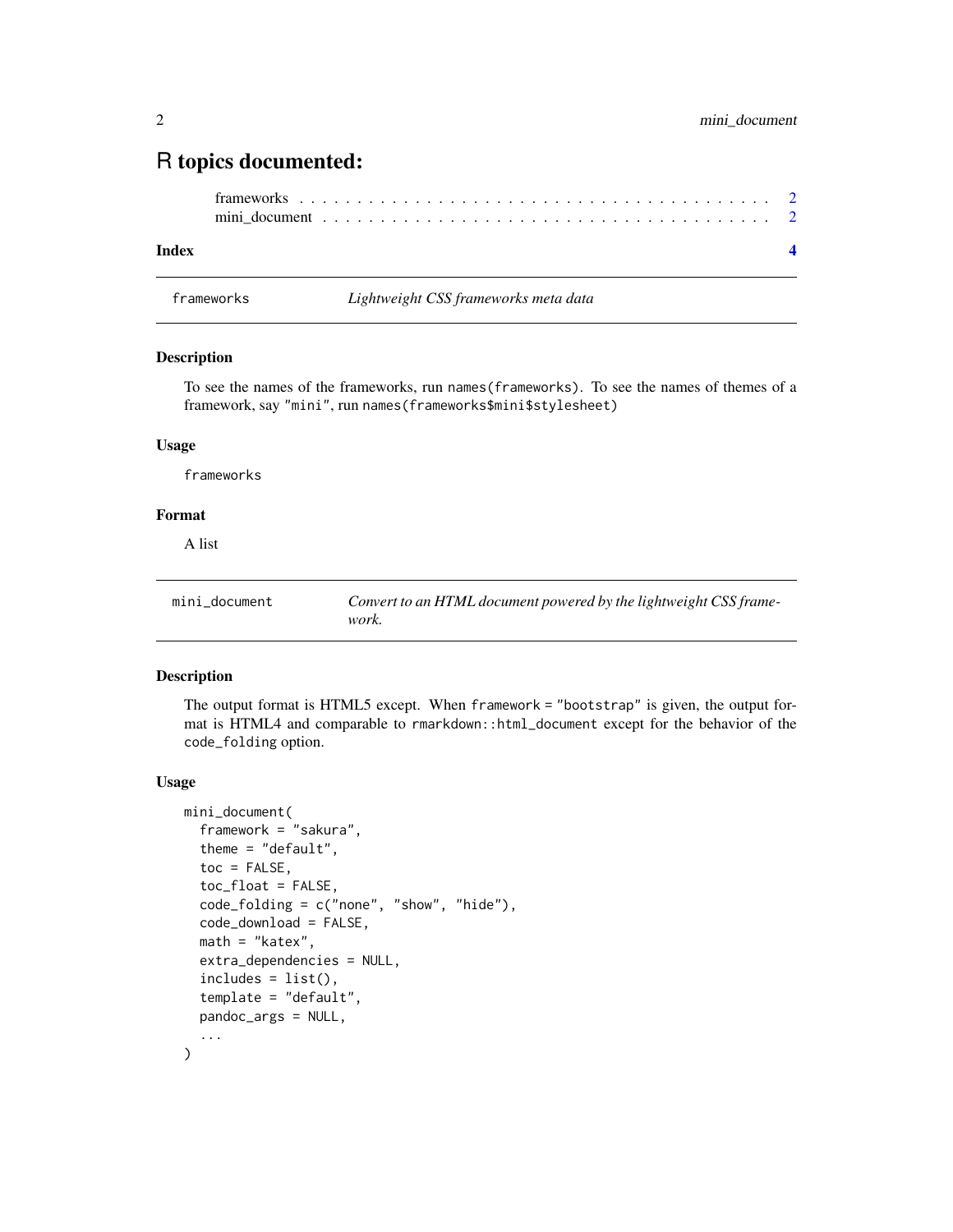# R topics documented:

frameworks . . . . . . . . . . . . . . . . . . . . . . . . . . . . . . . . . . . . . . . . . 2
mini_document . . . . . . . . . . . . . . . . . . . . . . . . . . . . . . . . . . . . . . . 2

**Index** **4**

---

## frameworks — *Lightweight CSS frameworks meta data*

### Description

To see the names of the frameworks, run `names(frameworks)`. To see the names of themes of a framework, say `"mini"`, run `names(frameworks$mini$stylesheet)`

### Usage

```
frameworks
```

### Format

A list

---

## mini_document — *Convert to an HTML document powered by the lightweight CSS framework.*

### Description

The output format is HTML5 except. When `framework = "bootstrap"` is given, the output format is HTML4 and comparable to `rmarkdown::html_document` except for the behavior of the `code_folding` option.

### Usage

```
mini_document(
  framework = "sakura",
  theme = "default",
  toc = FALSE,
  toc_float = FALSE,
  code_folding = c("none", "show", "hide"),
  code_download = FALSE,
  math = "katex",
  extra_dependencies = NULL,
  includes = list(),
  template = "default",
  pandoc_args = NULL,
  ...
)
```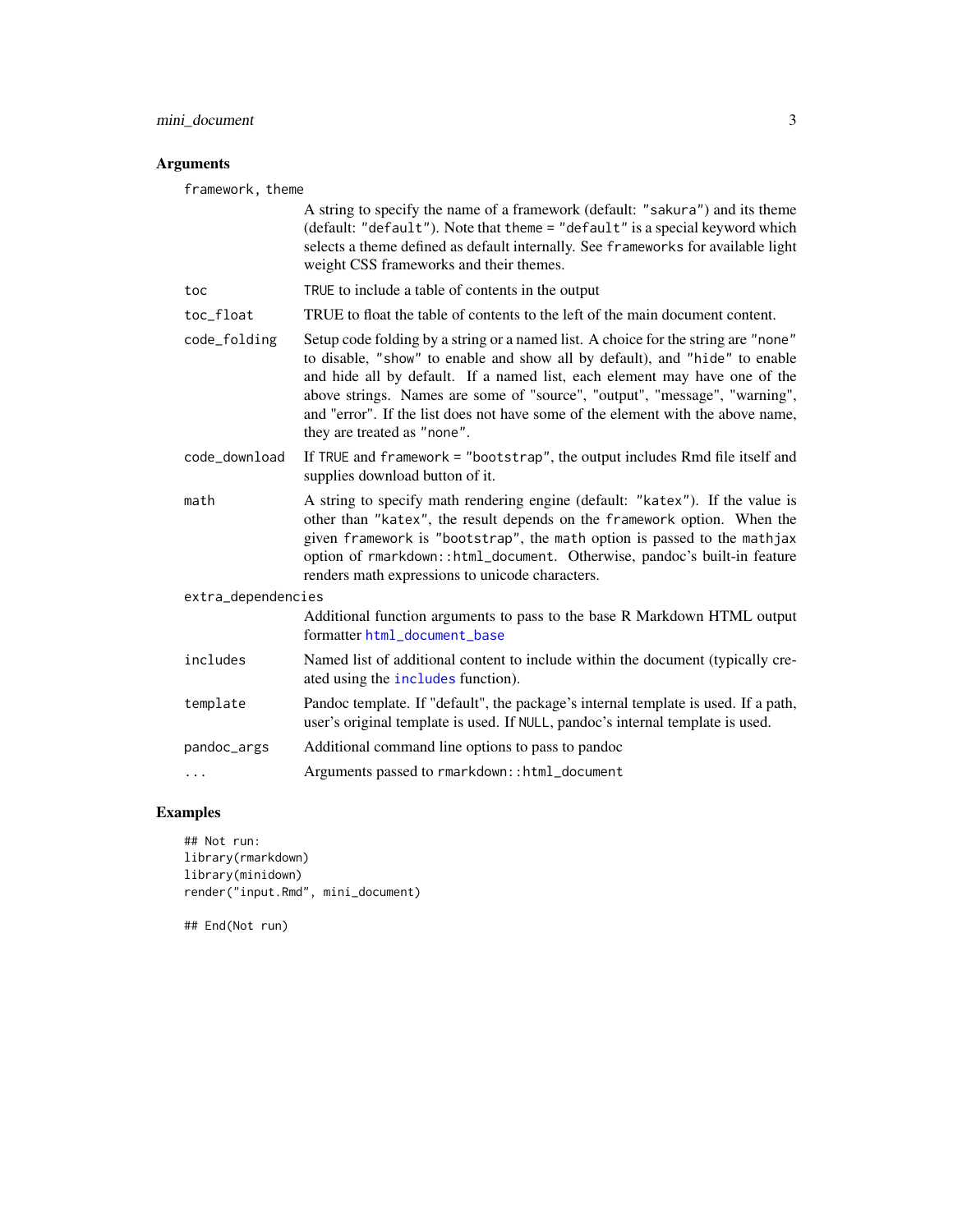## Arguments

`framework`, `theme`
: A string to specify the name of a framework (default: `"sakura"`) and its theme (default: `"default"`). Note that `theme = "default"` is a special keyword which selects a theme defined as default internally. See `frameworks` for available light weight CSS frameworks and their themes.

`toc`
: `TRUE` to include a table of contents in the output

`toc_float`
: TRUE to float the table of contents to the left of the main document content.

`code_folding`
: Setup code folding by a string or a named list. A choice for the string are `"none"` to disable, `"show"` to enable and show all by default), and `"hide"` to enable and hide all by default. If a named list, each element may have one of the above strings. Names are some of "source", "output", "message", "warning", and "error". If the list does not have some of the element with the above name, they are treated as `"none"`.

`code_download`
: If `TRUE` and `framework = "bootstrap"`, the output includes Rmd file itself and supplies download button of it.

`math`
: A string to specify math rendering engine (default: `"katex"`). If the value is other than `"katex"`, the result depends on the `framework` option. When the given `framework` is `"bootstrap"`, the `math` option is passed to the `mathjax` option of `rmarkdown::html_document`. Otherwise, pandoc's built-in feature renders math expressions to unicode characters.

`extra_dependencies`
: Additional function arguments to pass to the base R Markdown HTML output formatter `html_document_base`

`includes`
: Named list of additional content to include within the document (typically created using the `includes` function).

`template`
: Pandoc template. If "default", the package's internal template is used. If a path, user's original template is used. If `NULL`, pandoc's internal template is used.

`pandoc_args`
: Additional command line options to pass to pandoc

`...`
: Arguments passed to `rmarkdown::html_document`

## Examples

```
## Not run:
library(rmarkdown)
library(minidown)
render("input.Rmd", mini_document)

## End(Not run)
```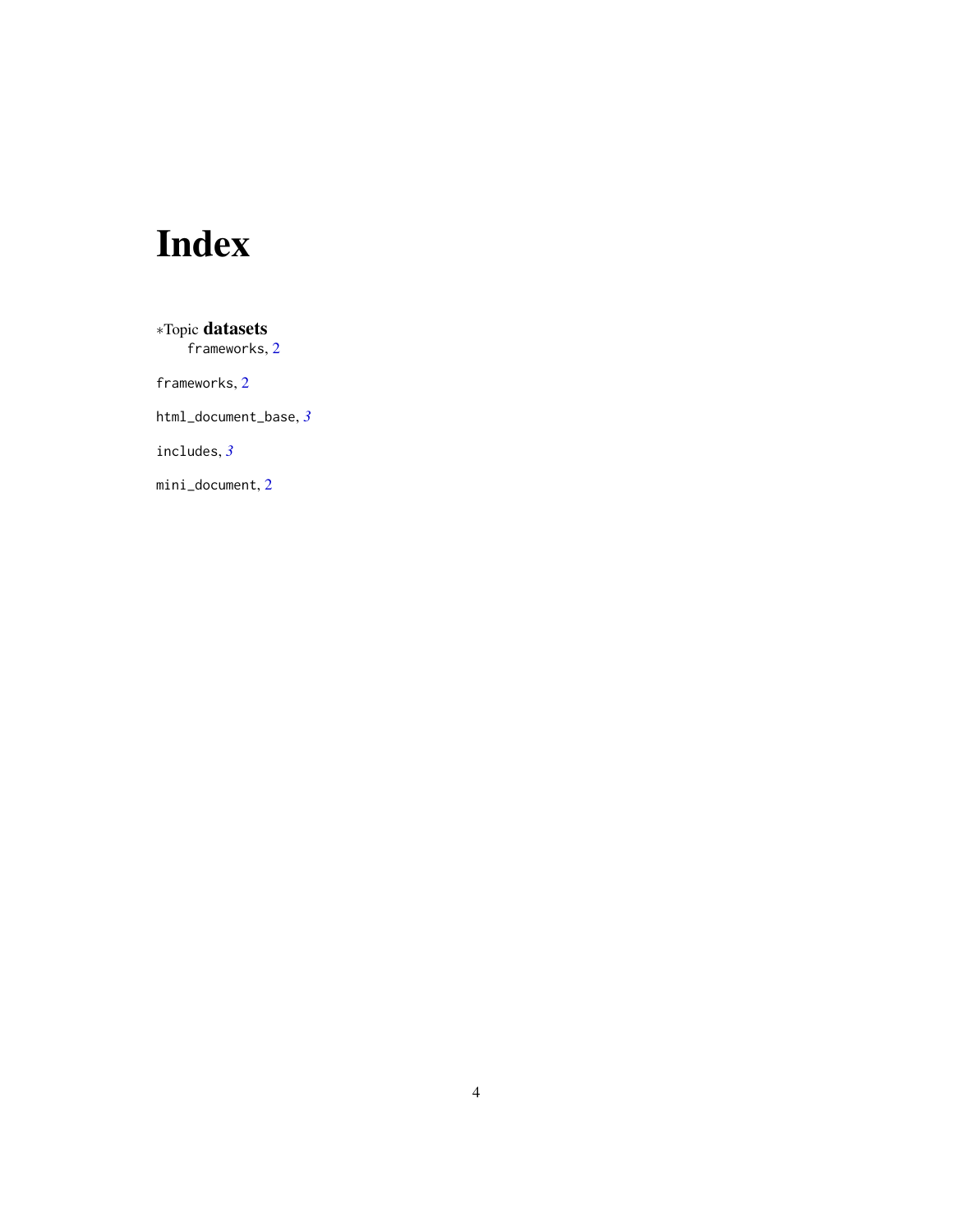# Index

*Topic **datasets**
    `frameworks`, 2

`frameworks`, 2

`html_document_base`, *3*

`includes`, *3*

`mini_document`, 2